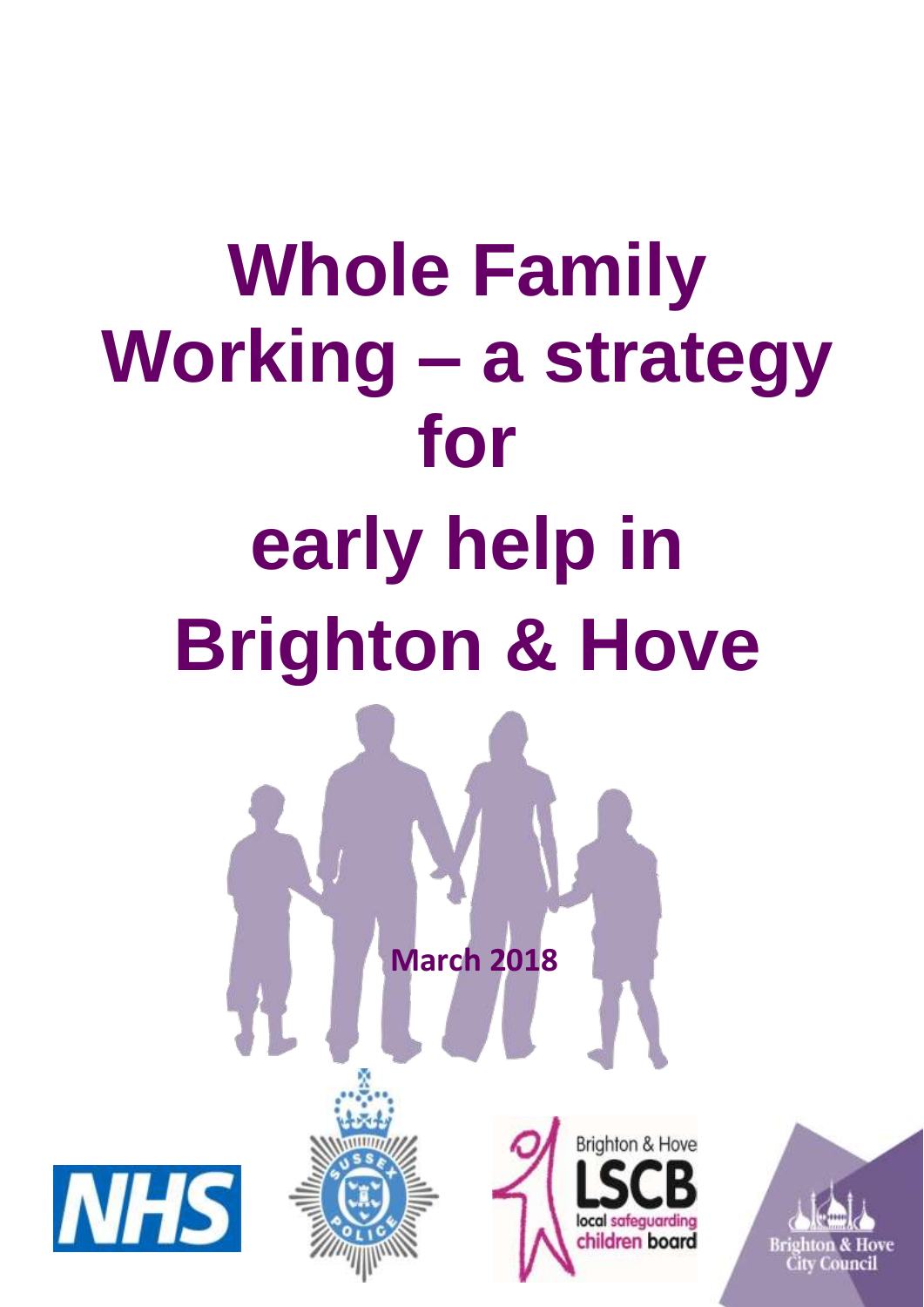# Whole Family Working – a strategy for early help in Brighton & Hove

**March 2018**

Brighton & Hove LSCB local safeguarding children board

Brighton & Hove City Council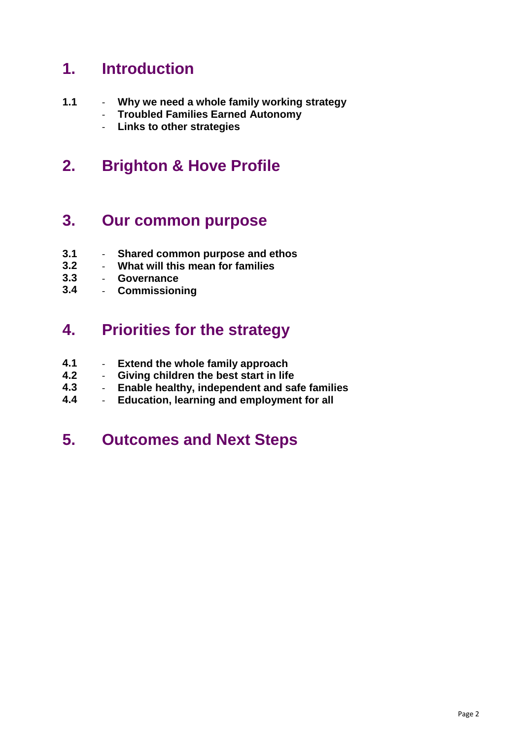## 1. Introduction

**1.1** - **Why we need a whole family working strategy**
- **Troubled Families Earned Autonomy**
- **Links to other strategies**

## 2. Brighton & Hove Profile

## 3. Our common purpose

**3.1** - **Shared common purpose and ethos**
**3.2** - **What will this mean for families**
**3.3** - **Governance**
**3.4** - **Commissioning**

## 4. Priorities for the strategy

**4.1** - **Extend the whole family approach**
**4.2** - **Giving children the best start in life**
**4.3** - **Enable healthy, independent and safe families**
**4.4** - **Education, learning and employment for all**

## 5. Outcomes and Next Steps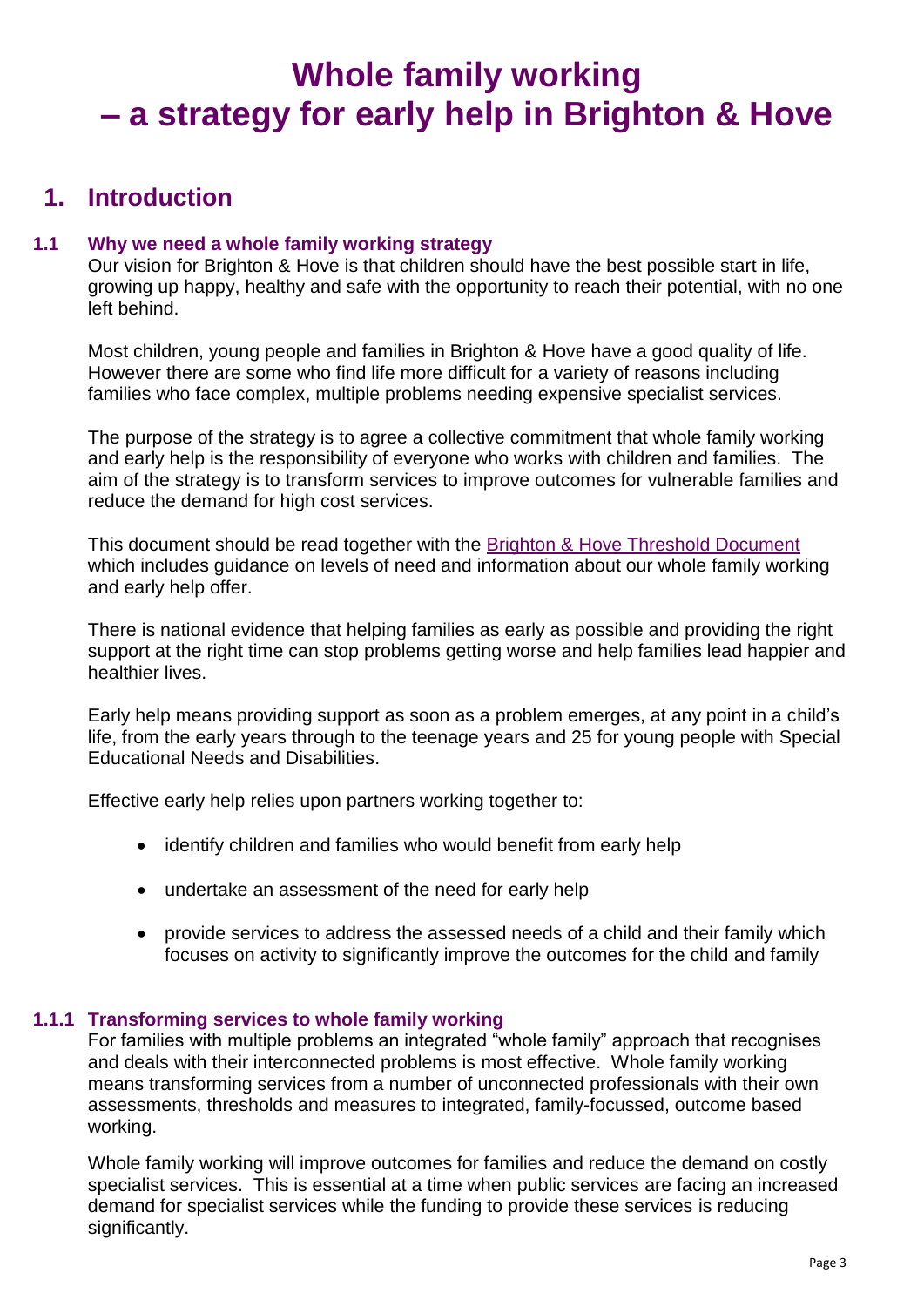# Whole family working – a strategy for early help in Brighton & Hove

## 1. Introduction

### 1.1 Why we need a whole family working strategy

Our vision for Brighton & Hove is that children should have the best possible start in life, growing up happy, healthy and safe with the opportunity to reach their potential, with no one left behind.

Most children, young people and families in Brighton & Hove have a good quality of life. However there are some who find life more difficult for a variety of reasons including families who face complex, multiple problems needing expensive specialist services.

The purpose of the strategy is to agree a collective commitment that whole family working and early help is the responsibility of everyone who works with children and families. The aim of the strategy is to transform services to improve outcomes for vulnerable families and reduce the demand for high cost services.

This document should be read together with the Brighton & Hove Threshold Document which includes guidance on levels of need and information about our whole family working and early help offer.

There is national evidence that helping families as early as possible and providing the right support at the right time can stop problems getting worse and help families lead happier and healthier lives.

Early help means providing support as soon as a problem emerges, at any point in a child's life, from the early years through to the teenage years and 25 for young people with Special Educational Needs and Disabilities.

Effective early help relies upon partners working together to:

- identify children and families who would benefit from early help
- undertake an assessment of the need for early help
- provide services to address the assessed needs of a child and their family which focuses on activity to significantly improve the outcomes for the child and family

#### 1.1.1 Transforming services to whole family working

For families with multiple problems an integrated "whole family" approach that recognises and deals with their interconnected problems is most effective. Whole family working means transforming services from a number of unconnected professionals with their own assessments, thresholds and measures to integrated, family-focussed, outcome based working.

Whole family working will improve outcomes for families and reduce the demand on costly specialist services. This is essential at a time when public services are facing an increased demand for specialist services while the funding to provide these services is reducing significantly.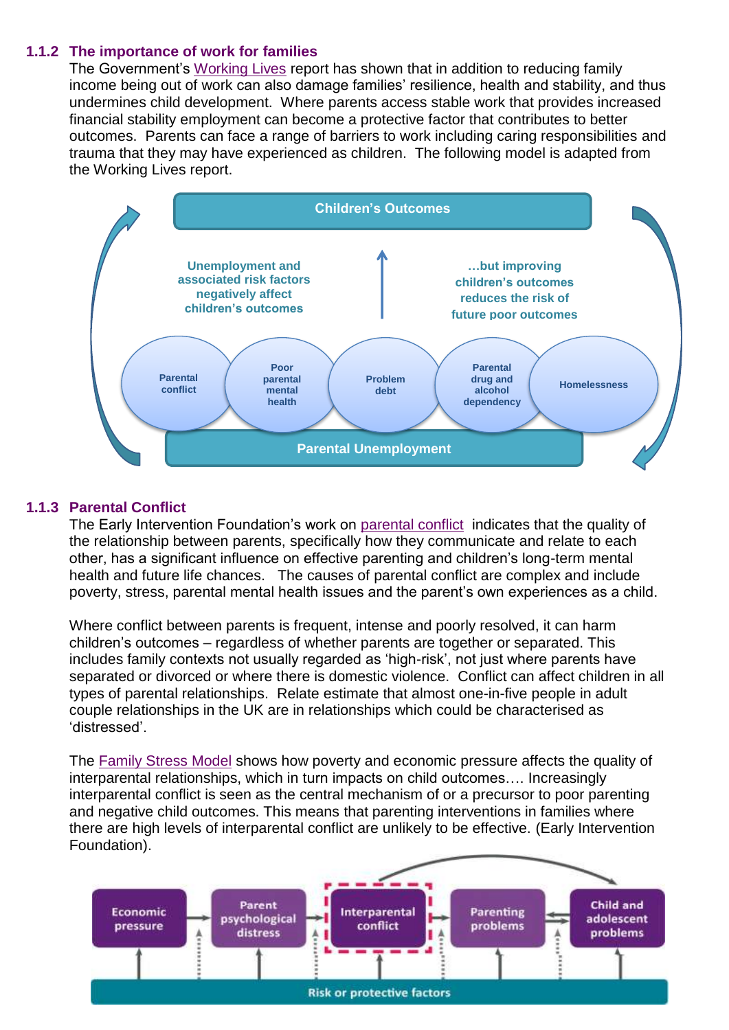### 1.1.2 The importance of work for families

The Government's Working Lives report has shown that in addition to reducing family income being out of work can also damage families' resilience, health and stability, and thus undermines child development. Where parents access stable work that provides increased financial stability employment can become a protective factor that contributes to better outcomes. Parents can face a range of barriers to work including caring responsibilities and trauma that they may have experienced as children. The following model is adapted from the Working Lives report.

**Children's Outcomes**

Unemployment and associated risk factors negatively affect children's outcomes

…but improving children's outcomes reduces the risk of future poor outcomes

- Parental conflict
- Poor parental mental health
- Problem debt
- Parental drug and alcohol dependency
- Homelessness

**Parental Unemployment**

### 1.1.3 Parental Conflict

The Early Intervention Foundation's work on parental conflict indicates that the quality of the relationship between parents, specifically how they communicate and relate to each other, has a significant influence on effective parenting and children's long-term mental health and future life chances. The causes of parental conflict are complex and include poverty, stress, parental mental health issues and the parent's own experiences as a child.

Where conflict between parents is frequent, intense and poorly resolved, it can harm children's outcomes – regardless of whether parents are together or separated. This includes family contexts not usually regarded as 'high-risk', not just where parents have separated or divorced or where there is domestic violence. Conflict can affect children in all types of parental relationships. Relate estimate that almost one-in-five people in adult couple relationships in the UK are in relationships which could be characterised as 'distressed'.

The Family Stress Model shows how poverty and economic pressure affects the quality of interparental relationships, which in turn impacts on child outcomes…. Increasingly interparental conflict is seen as the central mechanism of or a precursor to poor parenting and negative child outcomes. This means that parenting interventions in families where there are high levels of interparental conflict are unlikely to be effective. (Early Intervention Foundation).

Economic pressure → Parent psychological distress → Interparental conflict → Parenting problems ↔ Child and adolescent problems

Risk or protective factors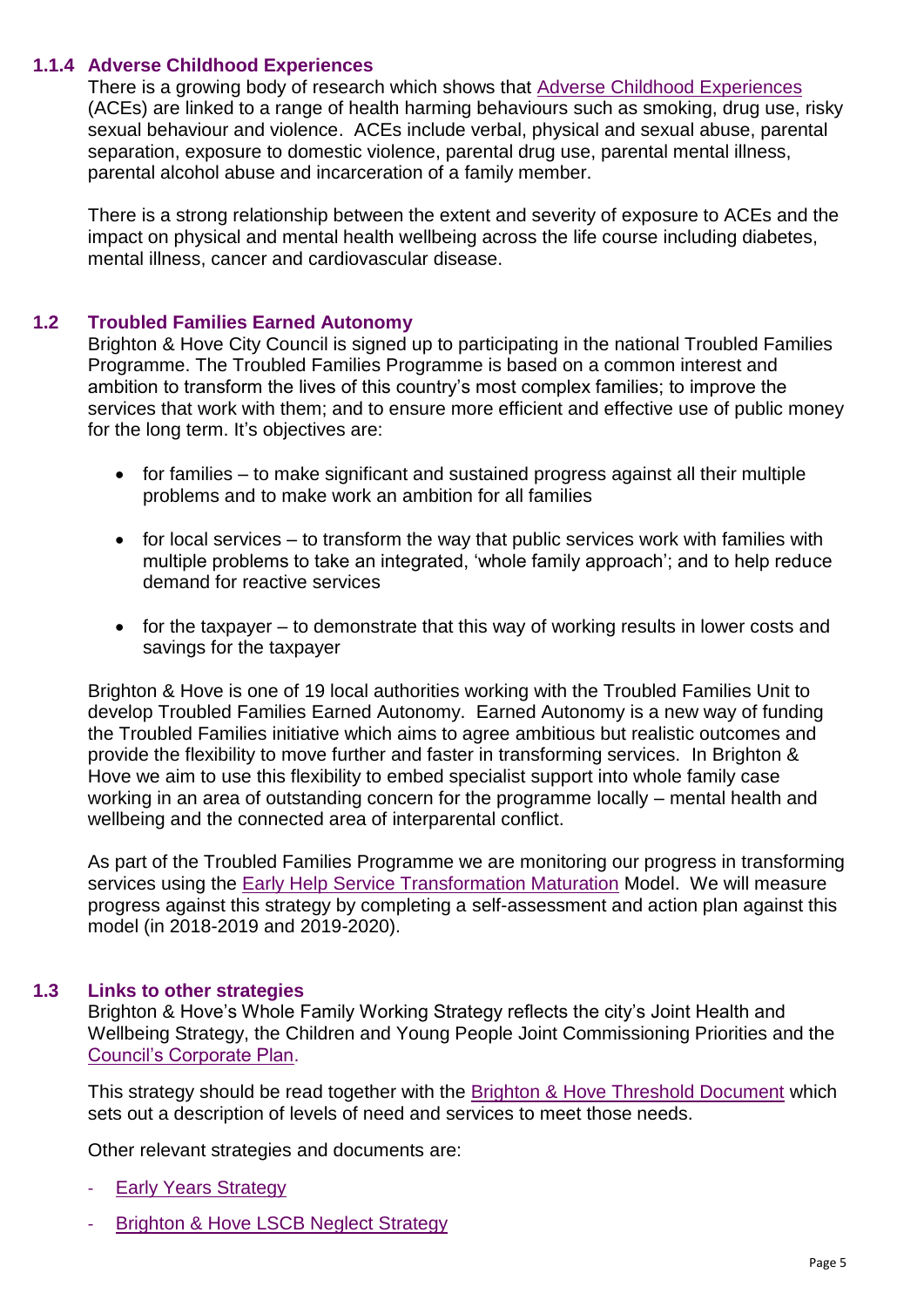### 1.1.4 Adverse Childhood Experiences

There is a growing body of research which shows that Adverse Childhood Experiences (ACEs) are linked to a range of health harming behaviours such as smoking, drug use, risky sexual behaviour and violence. ACEs include verbal, physical and sexual abuse, parental separation, exposure to domestic violence, parental drug use, parental mental illness, parental alcohol abuse and incarceration of a family member.

There is a strong relationship between the extent and severity of exposure to ACEs and the impact on physical and mental health wellbeing across the life course including diabetes, mental illness, cancer and cardiovascular disease.

## 1.2 Troubled Families Earned Autonomy

Brighton & Hove City Council is signed up to participating in the national Troubled Families Programme. The Troubled Families Programme is based on a common interest and ambition to transform the lives of this country's most complex families; to improve the services that work with them; and to ensure more efficient and effective use of public money for the long term. It's objectives are:

- for families – to make significant and sustained progress against all their multiple problems and to make work an ambition for all families
- for local services – to transform the way that public services work with families with multiple problems to take an integrated, 'whole family approach'; and to help reduce demand for reactive services
- for the taxpayer – to demonstrate that this way of working results in lower costs and savings for the taxpayer

Brighton & Hove is one of 19 local authorities working with the Troubled Families Unit to develop Troubled Families Earned Autonomy. Earned Autonomy is a new way of funding the Troubled Families initiative which aims to agree ambitious but realistic outcomes and provide the flexibility to move further and faster in transforming services. In Brighton & Hove we aim to use this flexibility to embed specialist support into whole family case working in an area of outstanding concern for the programme locally – mental health and wellbeing and the connected area of interparental conflict.

As part of the Troubled Families Programme we are monitoring our progress in transforming services using the Early Help Service Transformation Maturation Model. We will measure progress against this strategy by completing a self-assessment and action plan against this model (in 2018-2019 and 2019-2020).

## 1.3 Links to other strategies

Brighton & Hove's Whole Family Working Strategy reflects the city's Joint Health and Wellbeing Strategy, the Children and Young People Joint Commissioning Priorities and the Council's Corporate Plan.

This strategy should be read together with the Brighton & Hove Threshold Document which sets out a description of levels of need and services to meet those needs.

Other relevant strategies and documents are:

- Early Years Strategy
- Brighton & Hove LSCB Neglect Strategy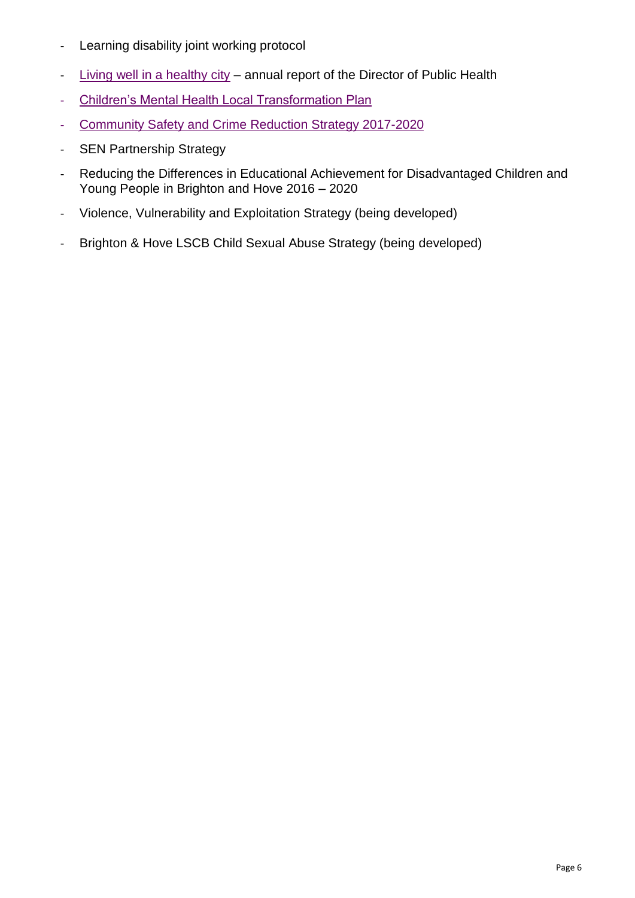- Learning disability joint working protocol
- Living well in a healthy city – annual report of the Director of Public Health
- Children's Mental Health Local Transformation Plan
- Community Safety and Crime Reduction Strategy 2017-2020
- SEN Partnership Strategy
- Reducing the Differences in Educational Achievement for Disadvantaged Children and Young People in Brighton and Hove 2016 – 2020
- Violence, Vulnerability and Exploitation Strategy (being developed)
- Brighton & Hove LSCB Child Sexual Abuse Strategy (being developed)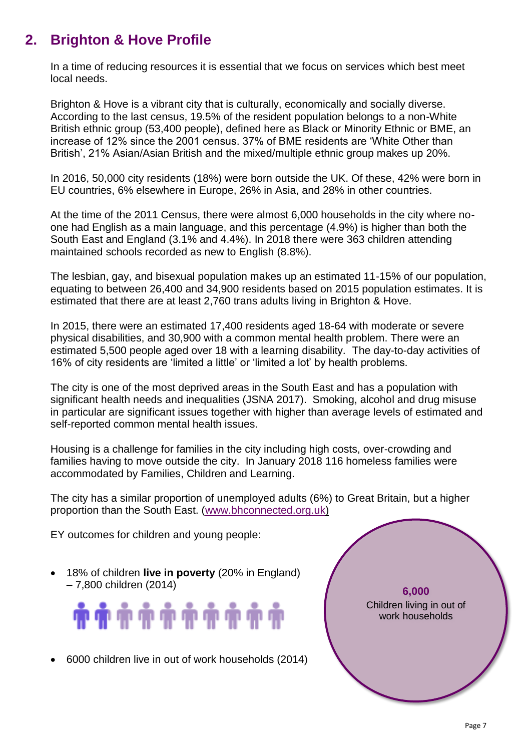## 2. Brighton & Hove Profile

In a time of reducing resources it is essential that we focus on services which best meet local needs.

Brighton & Hove is a vibrant city that is culturally, economically and socially diverse. According to the last census, 19.5% of the resident population belongs to a non-White British ethnic group (53,400 people), defined here as Black or Minority Ethnic or BME, an increase of 12% since the 2001 census. 37% of BME residents are 'White Other than British', 21% Asian/Asian British and the mixed/multiple ethnic group makes up 20%.

In 2016, 50,000 city residents (18%) were born outside the UK. Of these, 42% were born in EU countries, 6% elsewhere in Europe, 26% in Asia, and 28% in other countries.

At the time of the 2011 Census, there were almost 6,000 households in the city where no-one had English as a main language, and this percentage (4.9%) is higher than both the South East and England (3.1% and 4.4%). In 2018 there were 363 children attending maintained schools recorded as new to English (8.8%).

The lesbian, gay, and bisexual population makes up an estimated 11-15% of our population, equating to between 26,400 and 34,900 residents based on 2015 population estimates. It is estimated that there are at least 2,760 trans adults living in Brighton & Hove.

In 2015, there were an estimated 17,400 residents aged 18-64 with moderate or severe physical disabilities, and 30,900 with a common mental health problem. There were an estimated 5,500 people aged over 18 with a learning disability. The day-to-day activities of 16% of city residents are 'limited a little' or 'limited a lot' by health problems.

The city is one of the most deprived areas in the South East and has a population with significant health needs and inequalities (JSNA 2017). Smoking, alcohol and drug misuse in particular are significant issues together with higher than average levels of estimated and self-reported common mental health issues.

Housing is a challenge for families in the city including high costs, over-crowding and families having to move outside the city. In January 2018 116 homeless families were accommodated by Families, Children and Learning.

The city has a similar proportion of unemployed adults (6%) to Great Britain, but a higher proportion than the South East. (www.bhconnected.org.uk)

EY outcomes for children and young people:

- 18% of children **live in poverty** (20% in England) – 7,800 children (2014)
- 6000 children live in out of work households (2014)

**6,000**
Children living in out of work households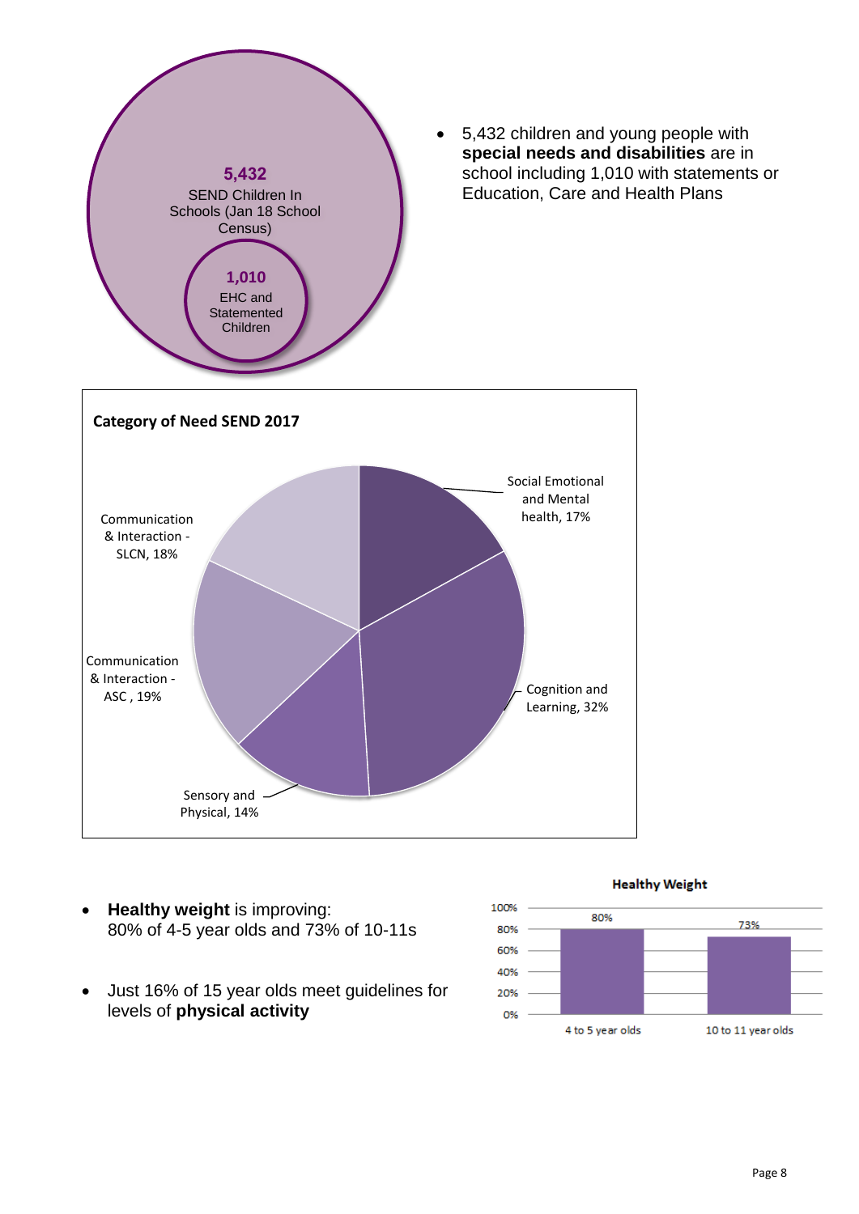**5,432**
SEND Children In Schools (Jan 18 School Census)

**1,010**
EHC and Statemented Children

- 5,432 children and young people with **special needs and disabilities** are in school including 1,010 with statements or Education, Care and Health Plans

**Category of Need SEND 2017**

| Category | % |
|---|---|
| Social Emotional and Mental health | 17% |
| Cognition and Learning | 32% |
| Sensory and Physical | 14% |
| Communication & Interaction - ASC | 19% |
| Communication & Interaction - SLCN | 18% |

- **Healthy weight** is improving:
  80% of 4-5 year olds and 73% of 10-11s

- Just 16% of 15 year olds meet guidelines for levels of **physical activity**

**Healthy Weight**

| Age group | Healthy Weight |
|---|---|
| 4 to 5 year olds | 80% |
| 10 to 11 year olds | 73% |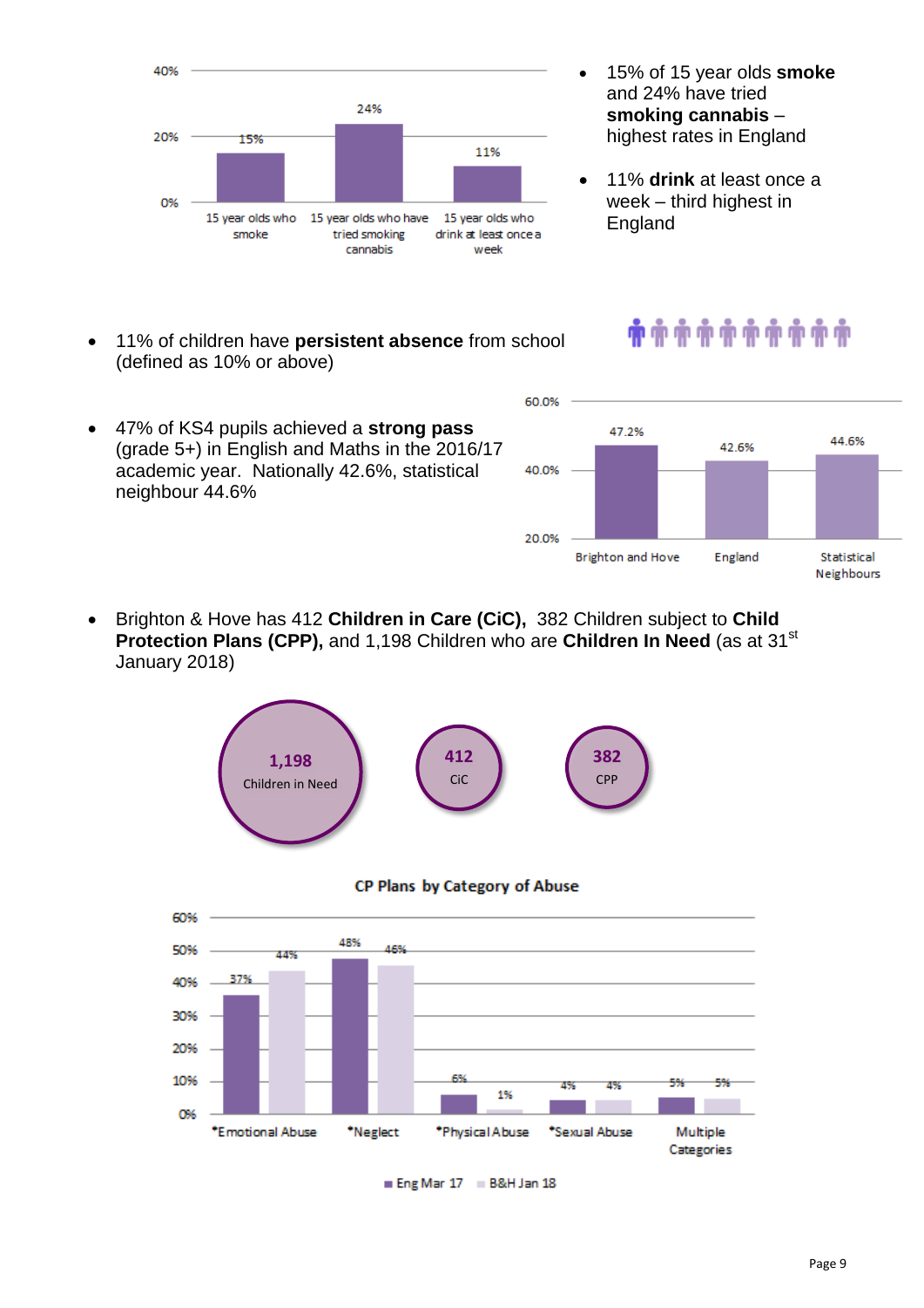| | 15 year olds who smoke | 15 year olds who have tried smoking cannabis | 15 year olds who drink at least once a week |
|---|---|---|---|
| % | 15% | 24% | 11% |

- 15% of 15 year olds **smoke** and 24% have tried **smoking cannabis** – highest rates in England
- 11% **drink** at least once a week – third highest in England

- 11% of children have **persistent absence** from school (defined as 10% or above)
- 47% of KS4 pupils achieved a **strong pass** (grade 5+) in English and Maths in the 2016/17 academic year. Nationally 42.6%, statistical neighbour 44.6%

| Brighton and Hove | England | Statistical Neighbours |
|---|---|---|
| 47.2% | 42.6% | 44.6% |

- Brighton & Hove has 412 **Children in Care (CiC),** 382 Children subject to **Child Protection Plans (CPP),** and 1,198 Children who are **Children In Need** (as at 31st January 2018)

**1,198** Children in Need

**412** CiC

**382** CPP

**CP Plans by Category of Abuse**

| | *Emotional Abuse | *Neglect | *Physical Abuse | *Sexual Abuse | Multiple Categories |
|---|---|---|---|---|---|
| Eng Mar 17 | 37% | 48% | 6% | 4% | 5% |
| B&H Jan 18 | 44% | 46% | 1% | 4% | 5% |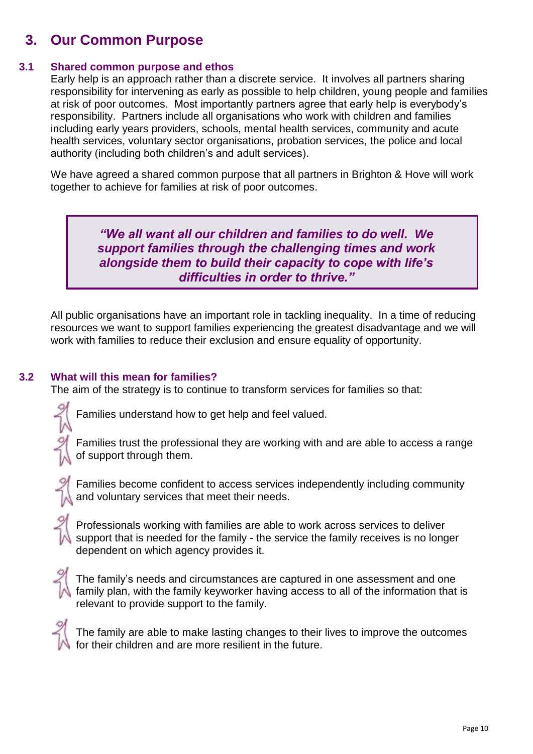# 3. Our Common Purpose

## 3.1 Shared common purpose and ethos

Early help is an approach rather than a discrete service. It involves all partners sharing responsibility for intervening as early as possible to help children, young people and families at risk of poor outcomes. Most importantly partners agree that early help is everybody's responsibility. Partners include all organisations who work with children and families including early years providers, schools, mental health services, community and acute health services, voluntary sector organisations, probation services, the police and local authority (including both children's and adult services).

We have agreed a shared common purpose that all partners in Brighton & Hove will work together to achieve for families at risk of poor outcomes.

> ***"We all want all our children and families to do well. We support families through the challenging times and work alongside them to build their capacity to cope with life's difficulties in order to thrive."***

All public organisations have an important role in tackling inequality. In a time of reducing resources we want to support families experiencing the greatest disadvantage and we will work with families to reduce their exclusion and ensure equality of opportunity.

## 3.2 What will this mean for families?

The aim of the strategy is to continue to transform services for families so that:

- Families understand how to get help and feel valued.
- Families trust the professional they are working with and are able to access a range of support through them.
- Families become confident to access services independently including community and voluntary services that meet their needs.
- Professionals working with families are able to work across services to deliver support that is needed for the family - the service the family receives is no longer dependent on which agency provides it.
- The family's needs and circumstances are captured in one assessment and one family plan, with the family keyworker having access to all of the information that is relevant to provide support to the family.
- The family are able to make lasting changes to their lives to improve the outcomes for their children and are more resilient in the future.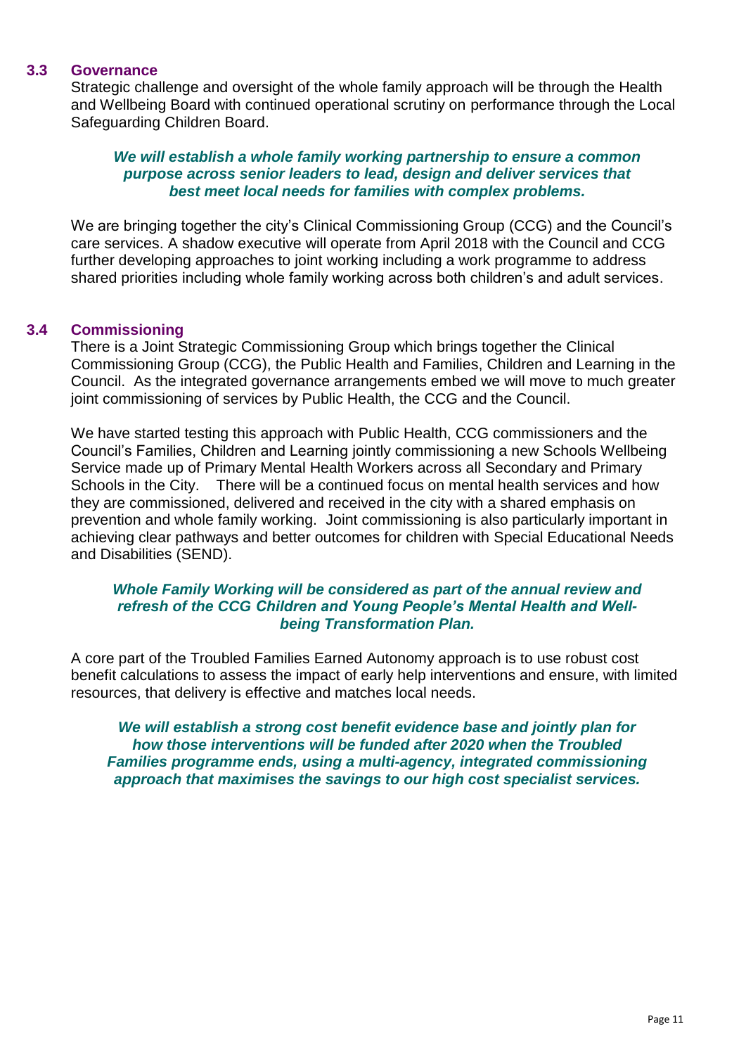### 3.3 Governance

Strategic challenge and oversight of the whole family approach will be through the Health and Wellbeing Board with continued operational scrutiny on performance through the Local Safeguarding Children Board.

***We will establish a whole family working partnership to ensure a common purpose across senior leaders to lead, design and deliver services that best meet local needs for families with complex problems.***

We are bringing together the city's Clinical Commissioning Group (CCG) and the Council's care services. A shadow executive will operate from April 2018 with the Council and CCG further developing approaches to joint working including a work programme to address shared priorities including whole family working across both children's and adult services.

### 3.4 Commissioning

There is a Joint Strategic Commissioning Group which brings together the Clinical Commissioning Group (CCG), the Public Health and Families, Children and Learning in the Council. As the integrated governance arrangements embed we will move to much greater joint commissioning of services by Public Health, the CCG and the Council.

We have started testing this approach with Public Health, CCG commissioners and the Council's Families, Children and Learning jointly commissioning a new Schools Wellbeing Service made up of Primary Mental Health Workers across all Secondary and Primary Schools in the City. There will be a continued focus on mental health services and how they are commissioned, delivered and received in the city with a shared emphasis on prevention and whole family working. Joint commissioning is also particularly important in achieving clear pathways and better outcomes for children with Special Educational Needs and Disabilities (SEND).

***Whole Family Working will be considered as part of the annual review and refresh of the CCG Children and Young People's Mental Health and Well-being Transformation Plan.***

A core part of the Troubled Families Earned Autonomy approach is to use robust cost benefit calculations to assess the impact of early help interventions and ensure, with limited resources, that delivery is effective and matches local needs.

***We will establish a strong cost benefit evidence base and jointly plan for how those interventions will be funded after 2020 when the Troubled Families programme ends, using a multi-agency, integrated commissioning approach that maximises the savings to our high cost specialist services.***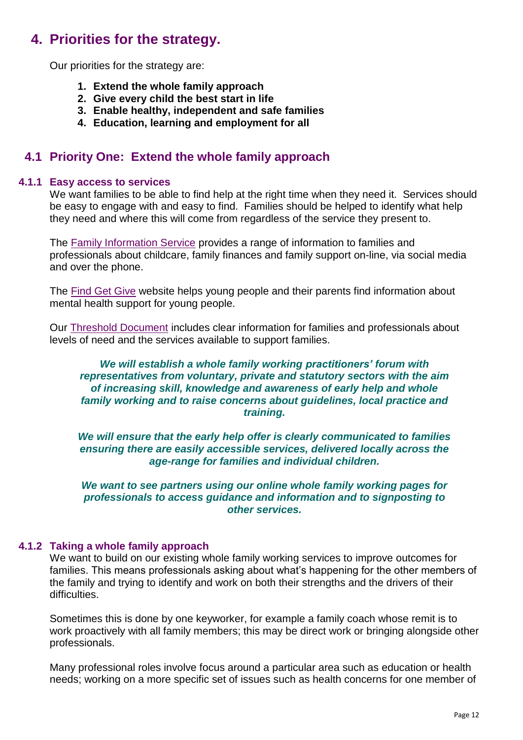## 4. Priorities for the strategy.

Our priorities for the strategy are:

1. **Extend the whole family approach**
2. **Give every child the best start in life**
3. **Enable healthy, independent and safe families**
4. **Education, learning and employment for all**

### 4.1 Priority One: Extend the whole family approach

#### 4.1.1 Easy access to services

We want families to be able to find help at the right time when they need it. Services should be easy to engage with and easy to find. Families should be helped to identify what help they need and where this will come from regardless of the service they present to.

The Family Information Service provides a range of information to families and professionals about childcare, family finances and family support on-line, via social media and over the phone.

The Find Get Give website helps young people and their parents find information about mental health support for young people.

Our Threshold Document includes clear information for families and professionals about levels of need and the services available to support families.

***We will establish a whole family working practitioners' forum with representatives from voluntary, private and statutory sectors with the aim of increasing skill, knowledge and awareness of early help and whole family working and to raise concerns about guidelines, local practice and training.***

***We will ensure that the early help offer is clearly communicated to families ensuring there are easily accessible services, delivered locally across the age-range for families and individual children.***

***We want to see partners using our online whole family working pages for professionals to access guidance and information and to signposting to other services.***

#### 4.1.2 Taking a whole family approach

We want to build on our existing whole family working services to improve outcomes for families. This means professionals asking about what's happening for the other members of the family and trying to identify and work on both their strengths and the drivers of their difficulties.

Sometimes this is done by one keyworker, for example a family coach whose remit is to work proactively with all family members; this may be direct work or bringing alongside other professionals.

Many professional roles involve focus around a particular area such as education or health needs; working on a more specific set of issues such as health concerns for one member of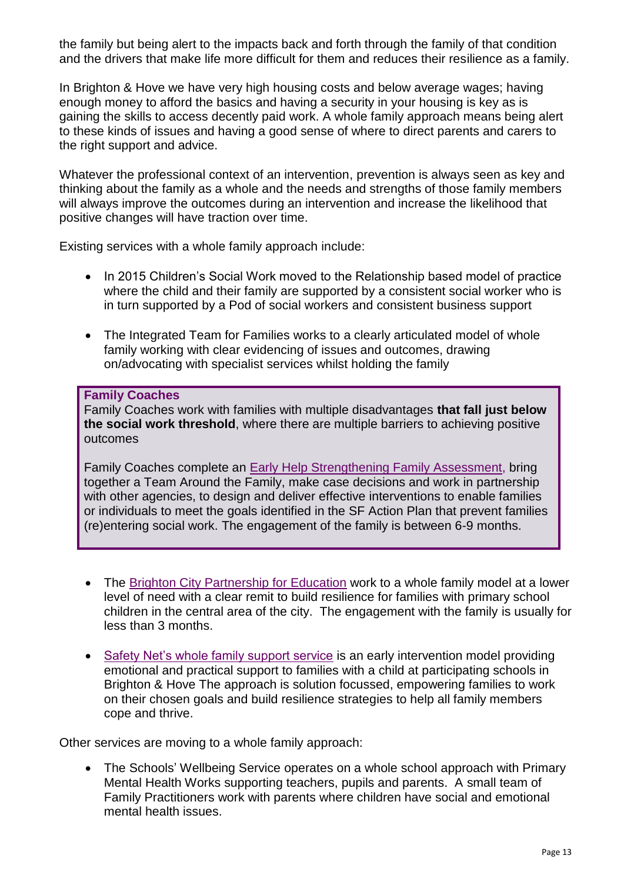the family but being alert to the impacts back and forth through the family of that condition and the drivers that make life more difficult for them and reduces their resilience as a family.

In Brighton & Hove we have very high housing costs and below average wages; having enough money to afford the basics and having a security in your housing is key as is gaining the skills to access decently paid work. A whole family approach means being alert to these kinds of issues and having a good sense of where to direct parents and carers to the right support and advice.

Whatever the professional context of an intervention, prevention is always seen as key and thinking about the family as a whole and the needs and strengths of those family members will always improve the outcomes during an intervention and increase the likelihood that positive changes will have traction over time.

Existing services with a whole family approach include:

- In 2015 Children's Social Work moved to the Relationship based model of practice where the child and their family are supported by a consistent social worker who is in turn supported by a Pod of social workers and consistent business support

- The Integrated Team for Families works to a clearly articulated model of whole family working with clear evidencing of issues and outcomes, drawing on/advocating with specialist services whilst holding the family

> **Family Coaches**
> Family Coaches work with families with multiple disadvantages **that fall just below the social work threshold**, where there are multiple barriers to achieving positive outcomes
>
> Family Coaches complete an Early Help Strengthening Family Assessment, bring together a Team Around the Family, make case decisions and work in partnership with other agencies, to design and deliver effective interventions to enable families or individuals to meet the goals identified in the SF Action Plan that prevent families (re)entering social work. The engagement of the family is between 6-9 months.

- The Brighton City Partnership for Education work to a whole family model at a lower level of need with a clear remit to build resilience for families with primary school children in the central area of the city. The engagement with the family is usually for less than 3 months.

- Safety Net's whole family support service is an early intervention model providing emotional and practical support to families with a child at participating schools in Brighton & Hove The approach is solution focussed, empowering families to work on their chosen goals and build resilience strategies to help all family members cope and thrive.

Other services are moving to a whole family approach:

- The Schools' Wellbeing Service operates on a whole school approach with Primary Mental Health Works supporting teachers, pupils and parents. A small team of Family Practitioners work with parents where children have social and emotional mental health issues.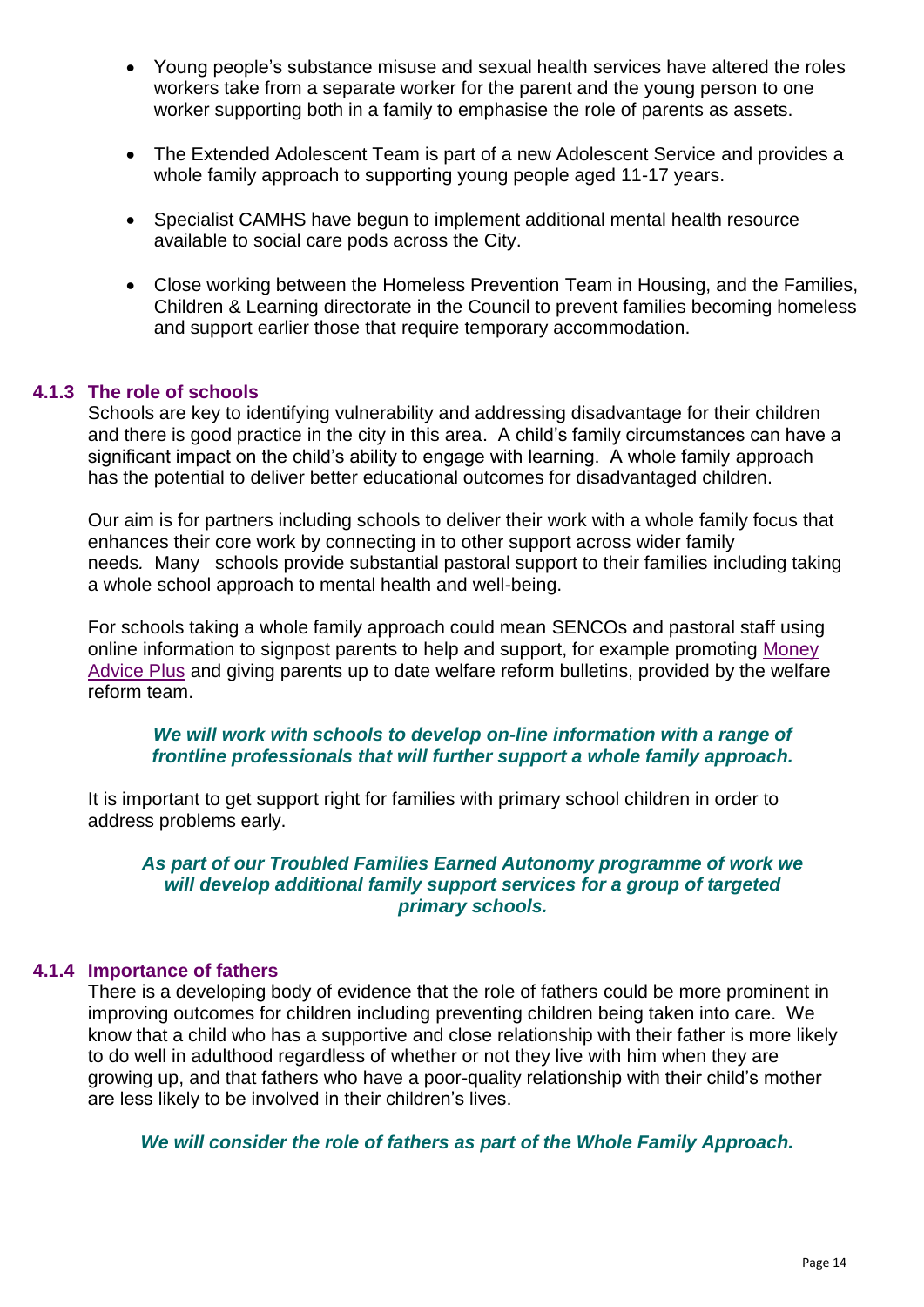- Young people's substance misuse and sexual health services have altered the roles workers take from a separate worker for the parent and the young person to one worker supporting both in a family to emphasise the role of parents as assets.

- The Extended Adolescent Team is part of a new Adolescent Service and provides a whole family approach to supporting young people aged 11-17 years.

- Specialist CAMHS have begun to implement additional mental health resource available to social care pods across the City.

- Close working between the Homeless Prevention Team in Housing, and the Families, Children & Learning directorate in the Council to prevent families becoming homeless and support earlier those that require temporary accommodation.

### 4.1.3 The role of schools

Schools are key to identifying vulnerability and addressing disadvantage for their children and there is good practice in the city in this area. A child's family circumstances can have a significant impact on the child's ability to engage with learning. A whole family approach has the potential to deliver better educational outcomes for disadvantaged children.

Our aim is for partners including schools to deliver their work with a whole family focus that enhances their core work by connecting in to other support across wider family needs. Many schools provide substantial pastoral support to their families including taking a whole school approach to mental health and well-being.

For schools taking a whole family approach could mean SENCOs and pastoral staff using online information to signpost parents to help and support, for example promoting Money Advice Plus and giving parents up to date welfare reform bulletins, provided by the welfare reform team.

***We will work with schools to develop on-line information with a range of frontline professionals that will further support a whole family approach.***

It is important to get support right for families with primary school children in order to address problems early.

***As part of our Troubled Families Earned Autonomy programme of work we will develop additional family support services for a group of targeted primary schools.***

### 4.1.4 Importance of fathers

There is a developing body of evidence that the role of fathers could be more prominent in improving outcomes for children including preventing children being taken into care. We know that a child who has a supportive and close relationship with their father is more likely to do well in adulthood regardless of whether or not they live with him when they are growing up, and that fathers who have a poor-quality relationship with their child's mother are less likely to be involved in their children's lives.

***We will consider the role of fathers as part of the Whole Family Approach.***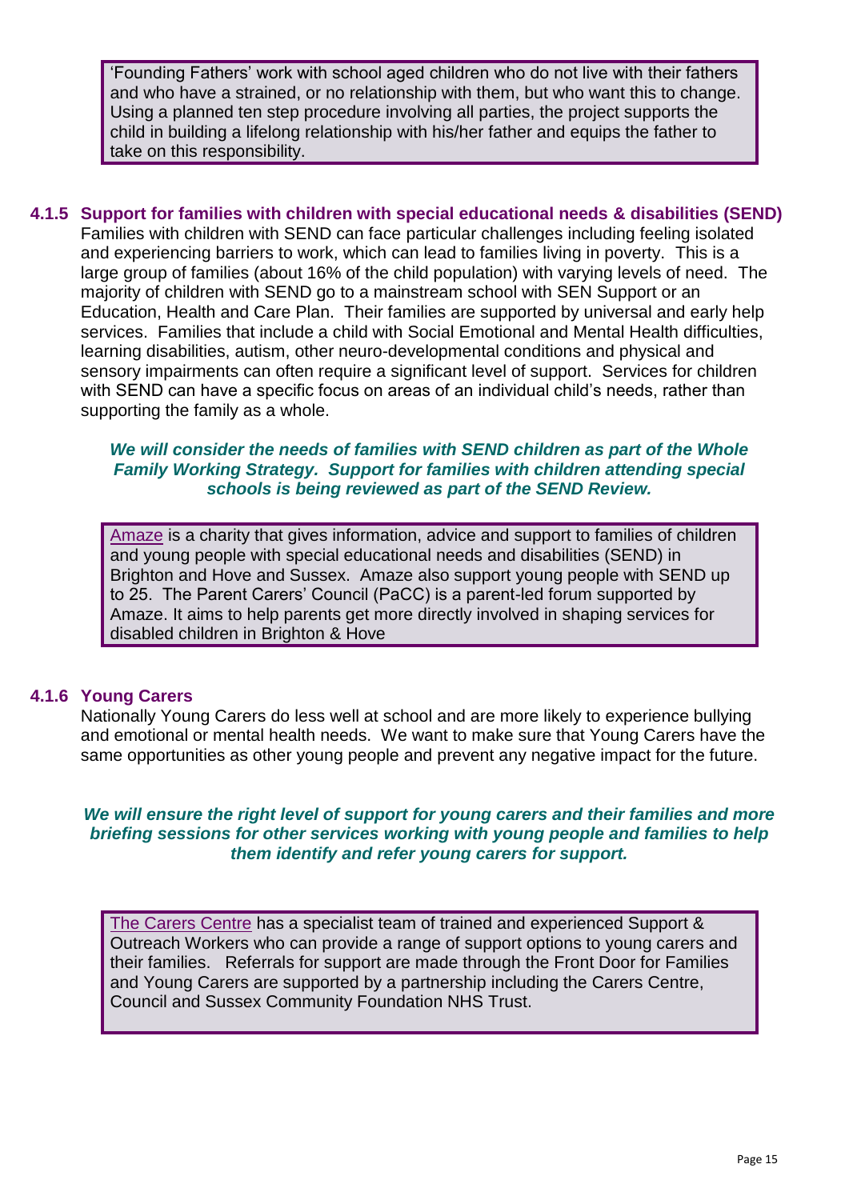'Founding Fathers' work with school aged children who do not live with their fathers and who have a strained, or no relationship with them, but who want this to change. Using a planned ten step procedure involving all parties, the project supports the child in building a lifelong relationship with his/her father and equips the father to take on this responsibility.

#### 4.1.5 Support for families with children with special educational needs & disabilities (SEND)

Families with children with SEND can face particular challenges including feeling isolated and experiencing barriers to work, which can lead to families living in poverty. This is a large group of families (about 16% of the child population) with varying levels of need. The majority of children with SEND go to a mainstream school with SEN Support or an Education, Health and Care Plan. Their families are supported by universal and early help services. Families that include a child with Social Emotional and Mental Health difficulties, learning disabilities, autism, other neuro-developmental conditions and physical and sensory impairments can often require a significant level of support. Services for children with SEND can have a specific focus on areas of an individual child's needs, rather than supporting the family as a whole.

***We will consider the needs of families with SEND children as part of the Whole Family Working Strategy. Support for families with children attending special schools is being reviewed as part of the SEND Review.***

Amaze is a charity that gives information, advice and support to families of children and young people with special educational needs and disabilities (SEND) in Brighton and Hove and Sussex. Amaze also support young people with SEND up to 25. The Parent Carers' Council (PaCC) is a parent-led forum supported by Amaze. It aims to help parents get more directly involved in shaping services for disabled children in Brighton & Hove

#### 4.1.6 Young Carers

Nationally Young Carers do less well at school and are more likely to experience bullying and emotional or mental health needs. We want to make sure that Young Carers have the same opportunities as other young people and prevent any negative impact for the future.

***We will ensure the right level of support for young carers and their families and more briefing sessions for other services working with young people and families to help them identify and refer young carers for support.***

The Carers Centre has a specialist team of trained and experienced Support & Outreach Workers who can provide a range of support options to young carers and their families. Referrals for support are made through the Front Door for Families and Young Carers are supported by a partnership including the Carers Centre, Council and Sussex Community Foundation NHS Trust.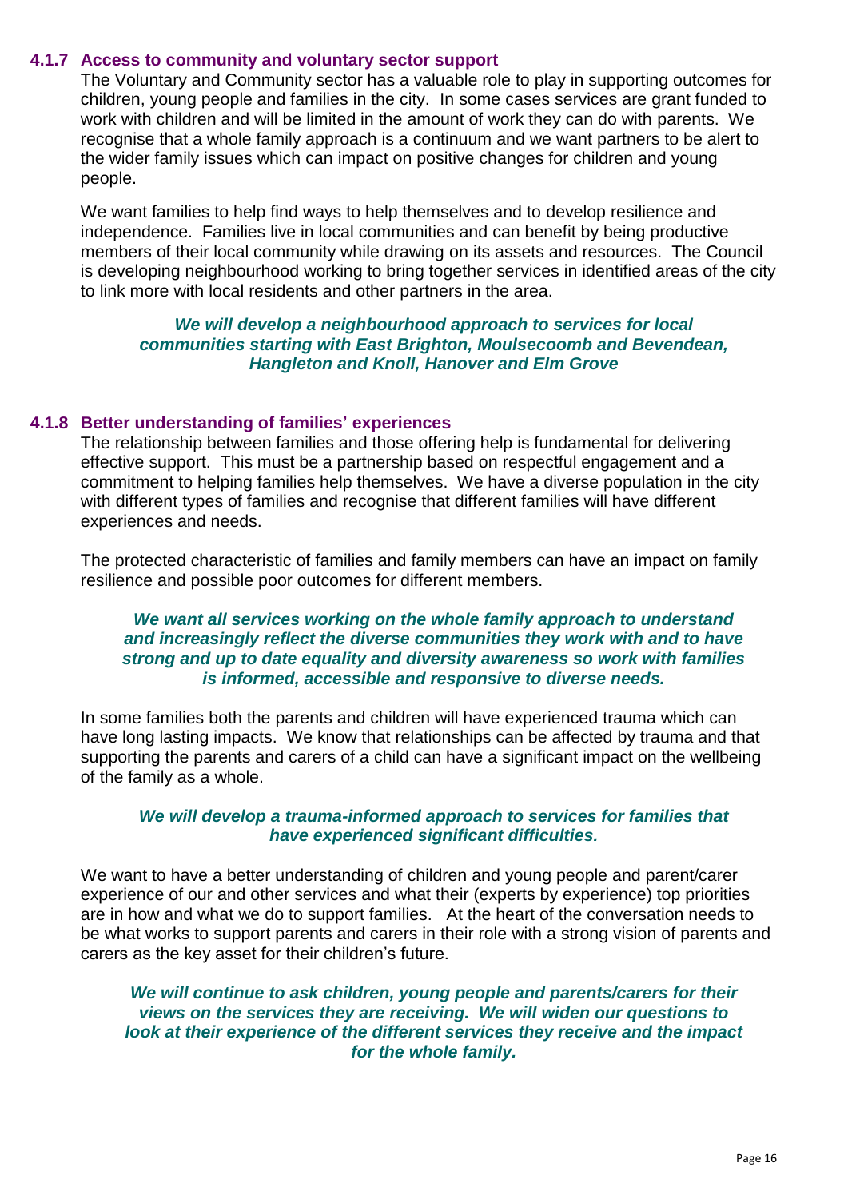### 4.1.7 Access to community and voluntary sector support

The Voluntary and Community sector has a valuable role to play in supporting outcomes for children, young people and families in the city. In some cases services are grant funded to work with children and will be limited in the amount of work they can do with parents. We recognise that a whole family approach is a continuum and we want partners to be alert to the wider family issues which can impact on positive changes for children and young people.

We want families to help find ways to help themselves and to develop resilience and independence. Families live in local communities and can benefit by being productive members of their local community while drawing on its assets and resources. The Council is developing neighbourhood working to bring together services in identified areas of the city to link more with local residents and other partners in the area.

***We will develop a neighbourhood approach to services for local communities starting with East Brighton, Moulsecoomb and Bevendean, Hangleton and Knoll, Hanover and Elm Grove***

### 4.1.8 Better understanding of families' experiences

The relationship between families and those offering help is fundamental for delivering effective support. This must be a partnership based on respectful engagement and a commitment to helping families help themselves. We have a diverse population in the city with different types of families and recognise that different families will have different experiences and needs.

The protected characteristic of families and family members can have an impact on family resilience and possible poor outcomes for different members.

***We want all services working on the whole family approach to understand and increasingly reflect the diverse communities they work with and to have strong and up to date equality and diversity awareness so work with families is informed, accessible and responsive to diverse needs.***

In some families both the parents and children will have experienced trauma which can have long lasting impacts. We know that relationships can be affected by trauma and that supporting the parents and carers of a child can have a significant impact on the wellbeing of the family as a whole.

***We will develop a trauma-informed approach to services for families that have experienced significant difficulties.***

We want to have a better understanding of children and young people and parent/carer experience of our and other services and what their (experts by experience) top priorities are in how and what we do to support families. At the heart of the conversation needs to be what works to support parents and carers in their role with a strong vision of parents and carers as the key asset for their children's future.

***We will continue to ask children, young people and parents/carers for their views on the services they are receiving. We will widen our questions to look at their experience of the different services they receive and the impact for the whole family.***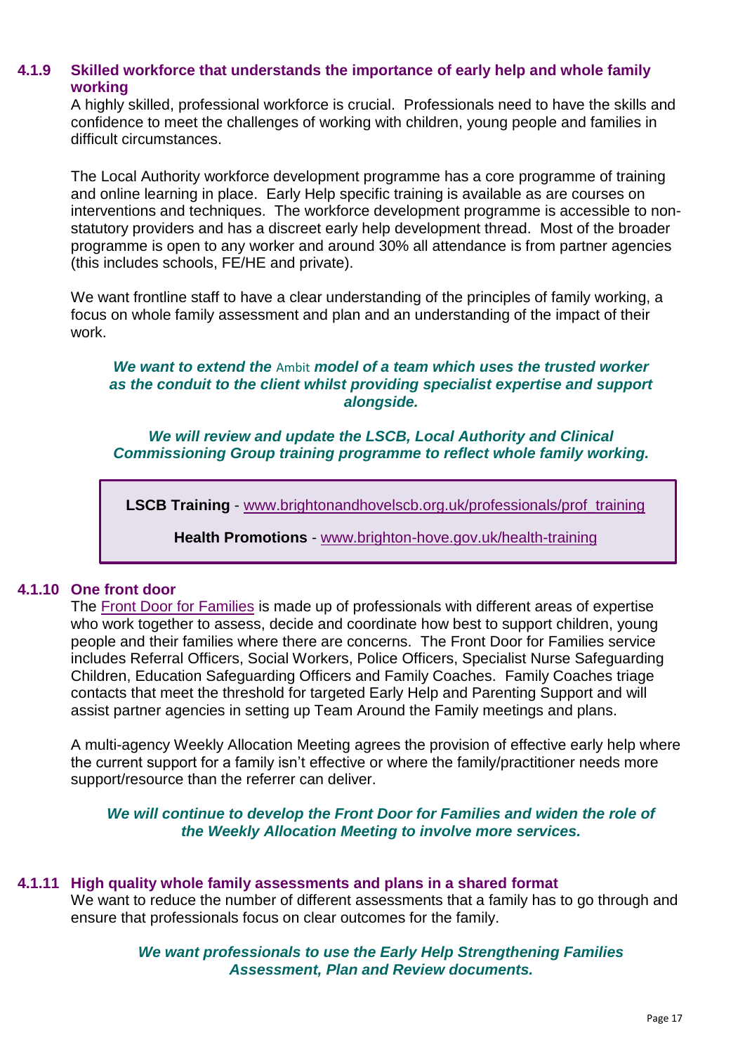#### 4.1.9 Skilled workforce that understands the importance of early help and whole family working

A highly skilled, professional workforce is crucial. Professionals need to have the skills and confidence to meet the challenges of working with children, young people and families in difficult circumstances.

The Local Authority workforce development programme has a core programme of training and online learning in place. Early Help specific training is available as are courses on interventions and techniques. The workforce development programme is accessible to non-statutory providers and has a discreet early help development thread. Most of the broader programme is open to any worker and around 30% all attendance is from partner agencies (this includes schools, FE/HE and private).

We want frontline staff to have a clear understanding of the principles of family working, a focus on whole family assessment and plan and an understanding of the impact of their work.

***We want to extend the*** Ambit ***model of a team which uses the trusted worker as the conduit to the client whilst providing specialist expertise and support alongside.***

***We will review and update the LSCB, Local Authority and Clinical Commissioning Group training programme to reflect whole family working.***

> **LSCB Training** - www.brightonandhovelscb.org.uk/professionals/prof_training
>
> **Health Promotions** - www.brighton-hove.gov.uk/health-training

#### 4.1.10 One front door

The Front Door for Families is made up of professionals with different areas of expertise who work together to assess, decide and coordinate how best to support children, young people and their families where there are concerns. The Front Door for Families service includes Referral Officers, Social Workers, Police Officers, Specialist Nurse Safeguarding Children, Education Safeguarding Officers and Family Coaches. Family Coaches triage contacts that meet the threshold for targeted Early Help and Parenting Support and will assist partner agencies in setting up Team Around the Family meetings and plans.

A multi-agency Weekly Allocation Meeting agrees the provision of effective early help where the current support for a family isn't effective or where the family/practitioner needs more support/resource than the referrer can deliver.

***We will continue to develop the Front Door for Families and widen the role of the Weekly Allocation Meeting to involve more services.***

#### 4.1.11 High quality whole family assessments and plans in a shared format

We want to reduce the number of different assessments that a family has to go through and ensure that professionals focus on clear outcomes for the family.

***We want professionals to use the Early Help Strengthening Families Assessment, Plan and Review documents.***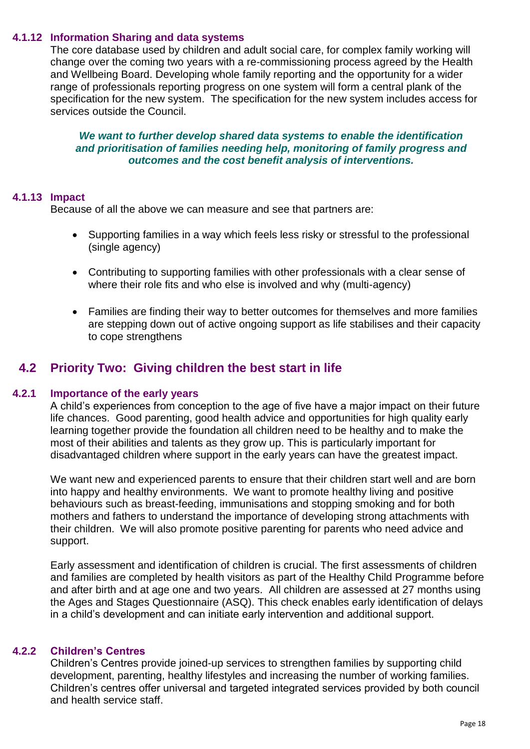#### 4.1.12 Information Sharing and data systems

The core database used by children and adult social care, for complex family working will change over the coming two years with a re-commissioning process agreed by the Health and Wellbeing Board. Developing whole family reporting and the opportunity for a wider range of professionals reporting progress on one system will form a central plank of the specification for the new system. The specification for the new system includes access for services outside the Council.

***We want to further develop shared data systems to enable the identification and prioritisation of families needing help, monitoring of family progress and outcomes and the cost benefit analysis of interventions.***

#### 4.1.13 Impact

Because of all the above we can measure and see that partners are:

- Supporting families in a way which feels less risky or stressful to the professional (single agency)
- Contributing to supporting families with other professionals with a clear sense of where their role fits and who else is involved and why (multi-agency)
- Families are finding their way to better outcomes for themselves and more families are stepping down out of active ongoing support as life stabilises and their capacity to cope strengthens

## 4.2 Priority Two: Giving children the best start in life

#### 4.2.1 Importance of the early years

A child's experiences from conception to the age of five have a major impact on their future life chances. Good parenting, good health advice and opportunities for high quality early learning together provide the foundation all children need to be healthy and to make the most of their abilities and talents as they grow up. This is particularly important for disadvantaged children where support in the early years can have the greatest impact.

We want new and experienced parents to ensure that their children start well and are born into happy and healthy environments. We want to promote healthy living and positive behaviours such as breast-feeding, immunisations and stopping smoking and for both mothers and fathers to understand the importance of developing strong attachments with their children. We will also promote positive parenting for parents who need advice and support.

Early assessment and identification of children is crucial. The first assessments of children and families are completed by health visitors as part of the Healthy Child Programme before and after birth and at age one and two years. All children are assessed at 27 months using the Ages and Stages Questionnaire (ASQ). This check enables early identification of delays in a child's development and can initiate early intervention and additional support.

#### 4.2.2 Children's Centres

Children's Centres provide joined-up services to strengthen families by supporting child development, parenting, healthy lifestyles and increasing the number of working families. Children's centres offer universal and targeted integrated services provided by both council and health service staff.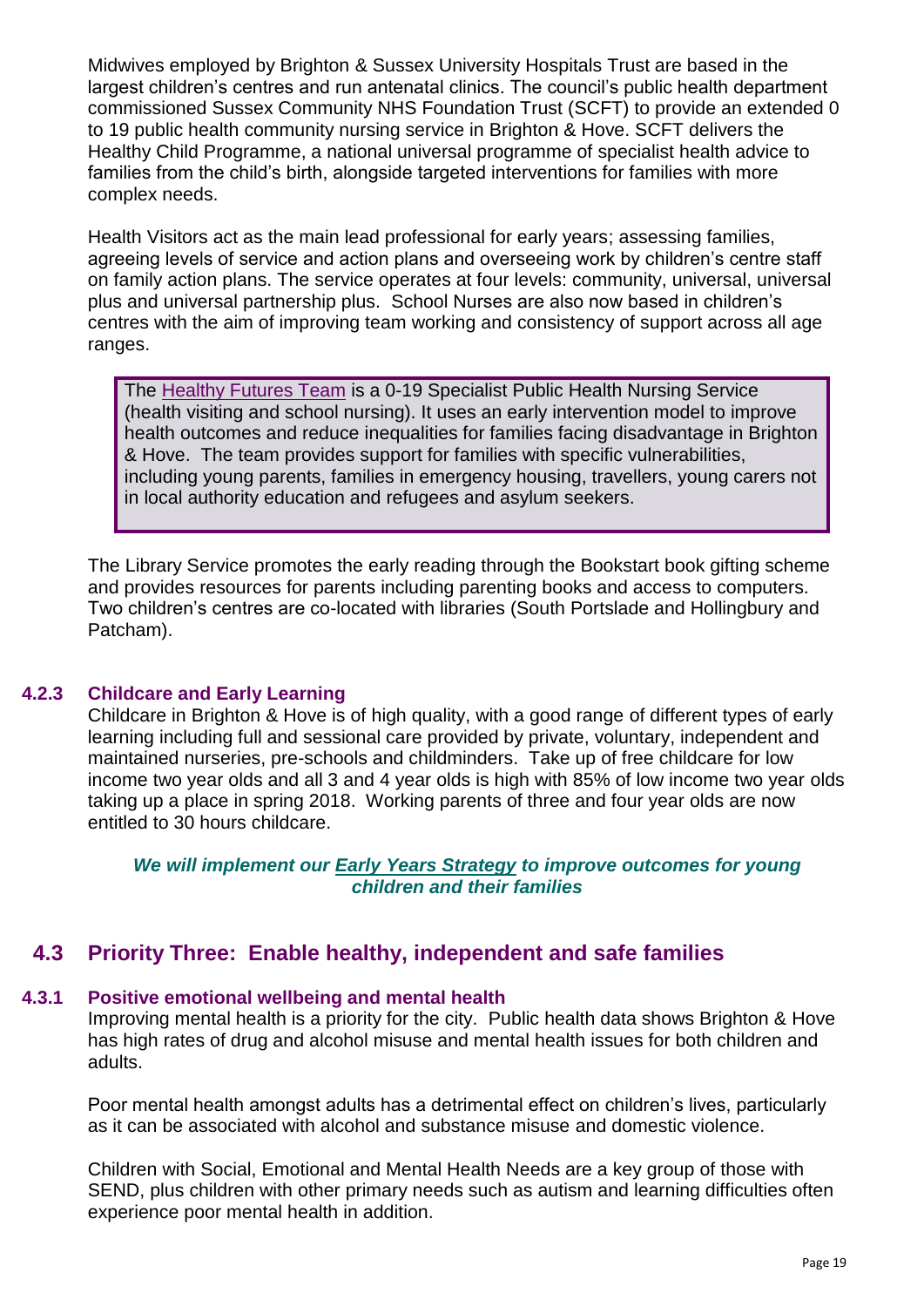Midwives employed by Brighton & Sussex University Hospitals Trust are based in the largest children's centres and run antenatal clinics. The council's public health department commissioned Sussex Community NHS Foundation Trust (SCFT) to provide an extended 0 to 19 public health community nursing service in Brighton & Hove. SCFT delivers the Healthy Child Programme, a national universal programme of specialist health advice to families from the child's birth, alongside targeted interventions for families with more complex needs.

Health Visitors act as the main lead professional for early years; assessing families, agreeing levels of service and action plans and overseeing work by children's centre staff on family action plans. The service operates at four levels: community, universal, universal plus and universal partnership plus. School Nurses are also now based in children's centres with the aim of improving team working and consistency of support across all age ranges.

> The Healthy Futures Team is a 0-19 Specialist Public Health Nursing Service (health visiting and school nursing). It uses an early intervention model to improve health outcomes and reduce inequalities for families facing disadvantage in Brighton & Hove. The team provides support for families with specific vulnerabilities, including young parents, families in emergency housing, travellers, young carers not in local authority education and refugees and asylum seekers.

The Library Service promotes the early reading through the Bookstart book gifting scheme and provides resources for parents including parenting books and access to computers. Two children's centres are co-located with libraries (South Portslade and Hollingbury and Patcham).

#### 4.2.3 Childcare and Early Learning

Childcare in Brighton & Hove is of high quality, with a good range of different types of early learning including full and sessional care provided by private, voluntary, independent and maintained nurseries, pre-schools and childminders. Take up of free childcare for low income two year olds and all 3 and 4 year olds is high with 85% of low income two year olds taking up a place in spring 2018. Working parents of three and four year olds are now entitled to 30 hours childcare.

***We will implement our Early Years Strategy to improve outcomes for young children and their families***

### 4.3 Priority Three: Enable healthy, independent and safe families

#### 4.3.1 Positive emotional wellbeing and mental health

Improving mental health is a priority for the city. Public health data shows Brighton & Hove has high rates of drug and alcohol misuse and mental health issues for both children and adults.

Poor mental health amongst adults has a detrimental effect on children's lives, particularly as it can be associated with alcohol and substance misuse and domestic violence.

Children with Social, Emotional and Mental Health Needs are a key group of those with SEND, plus children with other primary needs such as autism and learning difficulties often experience poor mental health in addition.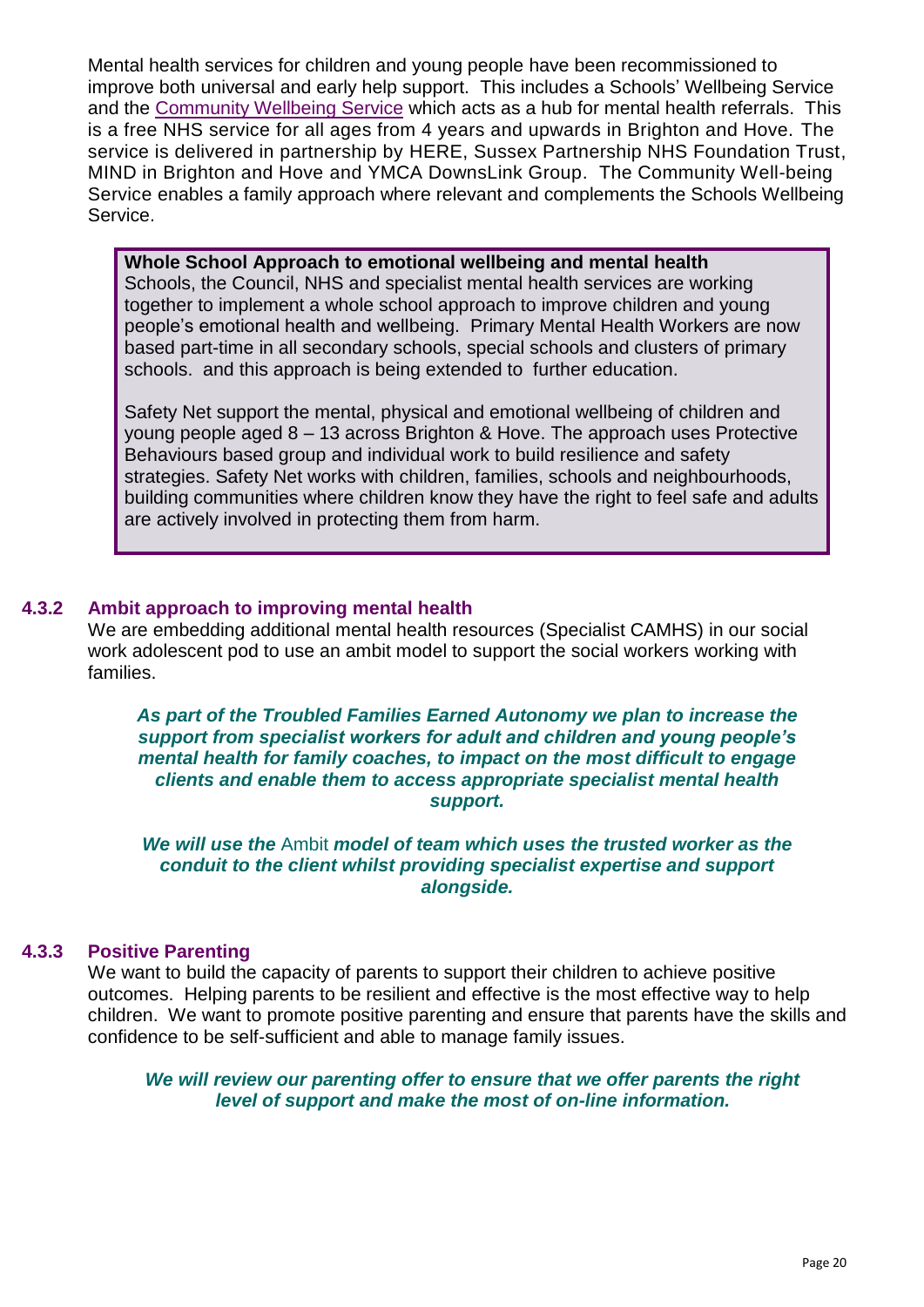Mental health services for children and young people have been recommissioned to improve both universal and early help support. This includes a Schools' Wellbeing Service and the Community Wellbeing Service which acts as a hub for mental health referrals. This is a free NHS service for all ages from 4 years and upwards in Brighton and Hove. The service is delivered in partnership by HERE, Sussex Partnership NHS Foundation Trust, MIND in Brighton and Hove and YMCA DownsLink Group. The Community Well-being Service enables a family approach where relevant and complements the Schools Wellbeing Service.

**Whole School Approach to emotional wellbeing and mental health**
Schools, the Council, NHS and specialist mental health services are working together to implement a whole school approach to improve children and young people's emotional health and wellbeing. Primary Mental Health Workers are now based part-time in all secondary schools, special schools and clusters of primary schools. and this approach is being extended to further education.

Safety Net support the mental, physical and emotional wellbeing of children and young people aged 8 – 13 across Brighton & Hove. The approach uses Protective Behaviours based group and individual work to build resilience and safety strategies. Safety Net works with children, families, schools and neighbourhoods, building communities where children know they have the right to feel safe and adults are actively involved in protecting them from harm.

### 4.3.2 Ambit approach to improving mental health

We are embedding additional mental health resources (Specialist CAMHS) in our social work adolescent pod to use an ambit model to support the social workers working with families.

***As part of the Troubled Families Earned Autonomy we plan to increase the support from specialist workers for adult and children and young people's mental health for family coaches, to impact on the most difficult to engage clients and enable them to access appropriate specialist mental health support.***

***We will use the*** Ambit ***model of team which uses the trusted worker as the conduit to the client whilst providing specialist expertise and support alongside.***

### 4.3.3 Positive Parenting

We want to build the capacity of parents to support their children to achieve positive outcomes. Helping parents to be resilient and effective is the most effective way to help children. We want to promote positive parenting and ensure that parents have the skills and confidence to be self-sufficient and able to manage family issues.

***We will review our parenting offer to ensure that we offer parents the right level of support and make the most of on-line information.***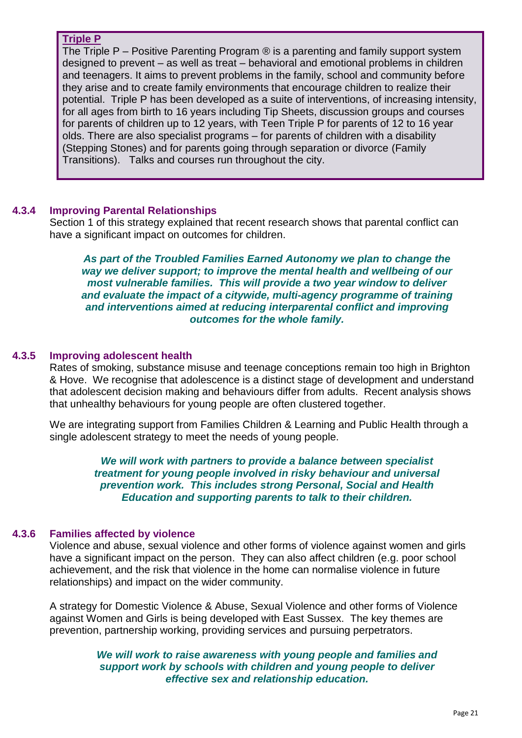**Triple P**

The Triple P – Positive Parenting Program ® is a parenting and family support system designed to prevent – as well as treat – behavioral and emotional problems in children and teenagers. It aims to prevent problems in the family, school and community before they arise and to create family environments that encourage children to realize their potential. Triple P has been developed as a suite of interventions, of increasing intensity, for all ages from birth to 16 years including Tip Sheets, discussion groups and courses for parents of children up to 12 years, with Teen Triple P for parents of 12 to 16 year olds. There are also specialist programs – for parents of children with a disability (Stepping Stones) and for parents going through separation or divorce (Family Transitions). Talks and courses run throughout the city.

### 4.3.4 Improving Parental Relationships

Section 1 of this strategy explained that recent research shows that parental conflict can have a significant impact on outcomes for children.

***As part of the Troubled Families Earned Autonomy we plan to change the way we deliver support; to improve the mental health and wellbeing of our most vulnerable families. This will provide a two year window to deliver and evaluate the impact of a citywide, multi-agency programme of training and interventions aimed at reducing interparental conflict and improving outcomes for the whole family.***

### 4.3.5 Improving adolescent health

Rates of smoking, substance misuse and teenage conceptions remain too high in Brighton & Hove. We recognise that adolescence is a distinct stage of development and understand that adolescent decision making and behaviours differ from adults. Recent analysis shows that unhealthy behaviours for young people are often clustered together.

We are integrating support from Families Children & Learning and Public Health through a single adolescent strategy to meet the needs of young people.

***We will work with partners to provide a balance between specialist treatment for young people involved in risky behaviour and universal prevention work. This includes strong Personal, Social and Health Education and supporting parents to talk to their children.***

### 4.3.6 Families affected by violence

Violence and abuse, sexual violence and other forms of violence against women and girls have a significant impact on the person. They can also affect children (e.g. poor school achievement, and the risk that violence in the home can normalise violence in future relationships) and impact on the wider community.

A strategy for Domestic Violence & Abuse, Sexual Violence and other forms of Violence against Women and Girls is being developed with East Sussex. The key themes are prevention, partnership working, providing services and pursuing perpetrators.

***We will work to raise awareness with young people and families and support work by schools with children and young people to deliver effective sex and relationship education.***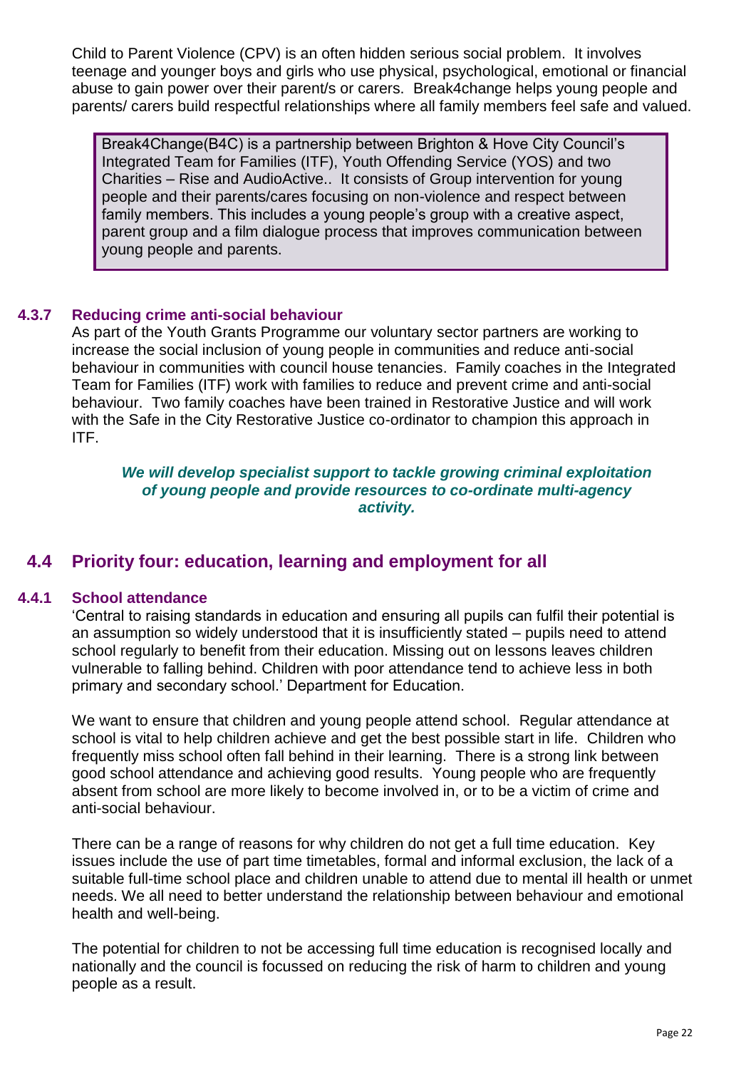Child to Parent Violence (CPV) is an often hidden serious social problem. It involves teenage and younger boys and girls who use physical, psychological, emotional or financial abuse to gain power over their parent/s or carers. Break4change helps young people and parents/ carers build respectful relationships where all family members feel safe and valued.

> Break4Change(B4C) is a partnership between Brighton & Hove City Council's Integrated Team for Families (ITF), Youth Offending Service (YOS) and two Charities – Rise and AudioActive.. It consists of Group intervention for young people and their parents/cares focusing on non-violence and respect between family members. This includes a young people's group with a creative aspect, parent group and a film dialogue process that improves communication between young people and parents.

### 4.3.7 Reducing crime anti-social behaviour

As part of the Youth Grants Programme our voluntary sector partners are working to increase the social inclusion of young people in communities and reduce anti-social behaviour in communities with council house tenancies. Family coaches in the Integrated Team for Families (ITF) work with families to reduce and prevent crime and anti-social behaviour. Two family coaches have been trained in Restorative Justice and will work with the Safe in the City Restorative Justice co-ordinator to champion this approach in ITF.

***We will develop specialist support to tackle growing criminal exploitation of young people and provide resources to co-ordinate multi-agency activity.***

## 4.4 Priority four: education, learning and employment for all

### 4.4.1 School attendance

'Central to raising standards in education and ensuring all pupils can fulfil their potential is an assumption so widely understood that it is insufficiently stated – pupils need to attend school regularly to benefit from their education. Missing out on lessons leaves children vulnerable to falling behind. Children with poor attendance tend to achieve less in both primary and secondary school.' Department for Education.

We want to ensure that children and young people attend school. Regular attendance at school is vital to help children achieve and get the best possible start in life. Children who frequently miss school often fall behind in their learning. There is a strong link between good school attendance and achieving good results. Young people who are frequently absent from school are more likely to become involved in, or to be a victim of crime and anti-social behaviour.

There can be a range of reasons for why children do not get a full time education. Key issues include the use of part time timetables, formal and informal exclusion, the lack of a suitable full-time school place and children unable to attend due to mental ill health or unmet needs. We all need to better understand the relationship between behaviour and emotional health and well-being.

The potential for children to not be accessing full time education is recognised locally and nationally and the council is focussed on reducing the risk of harm to children and young people as a result.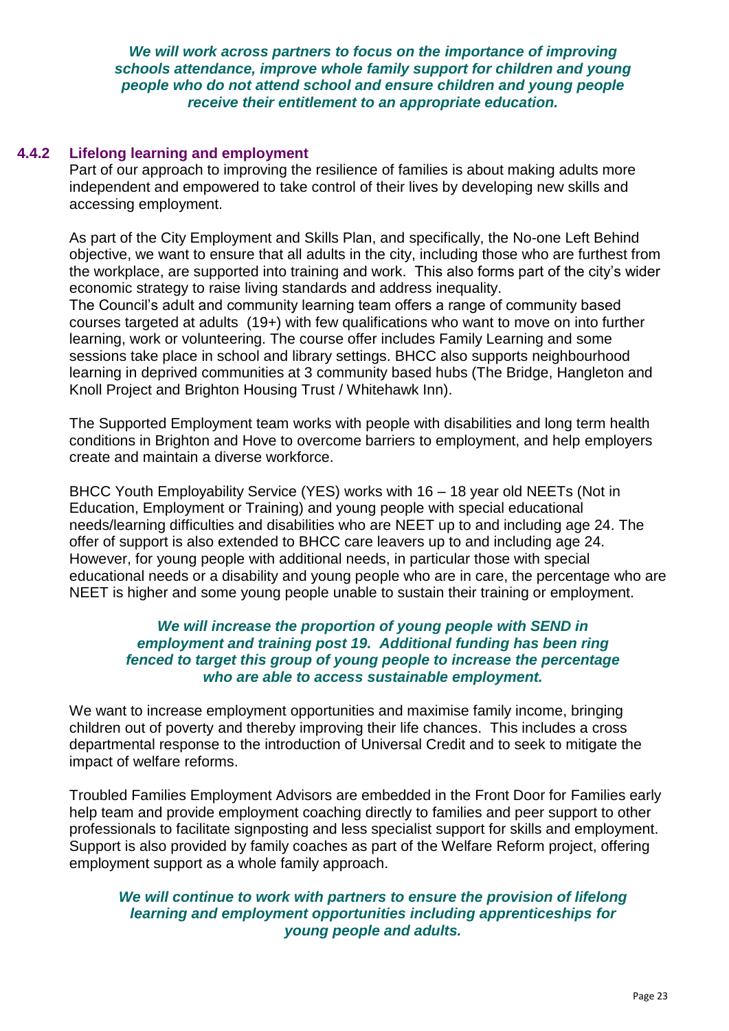***We will work across partners to focus on the importance of improving schools attendance, improve whole family support for children and young people who do not attend school and ensure children and young people receive their entitlement to an appropriate education.***

### 4.4.2 Lifelong learning and employment

Part of our approach to improving the resilience of families is about making adults more independent and empowered to take control of their lives by developing new skills and accessing employment.

As part of the City Employment and Skills Plan, and specifically, the No-one Left Behind objective, we want to ensure that all adults in the city, including those who are furthest from the workplace, are supported into training and work. This also forms part of the city's wider economic strategy to raise living standards and address inequality.
The Council's adult and community learning team offers a range of community based courses targeted at adults (19+) with few qualifications who want to move on into further learning, work or volunteering. The course offer includes Family Learning and some sessions take place in school and library settings. BHCC also supports neighbourhood learning in deprived communities at 3 community based hubs (The Bridge, Hangleton and Knoll Project and Brighton Housing Trust / Whitehawk Inn).

The Supported Employment team works with people with disabilities and long term health conditions in Brighton and Hove to overcome barriers to employment, and help employers create and maintain a diverse workforce.

BHCC Youth Employability Service (YES) works with 16 – 18 year old NEETs (Not in Education, Employment or Training) and young people with special educational needs/learning difficulties and disabilities who are NEET up to and including age 24. The offer of support is also extended to BHCC care leavers up to and including age 24. However, for young people with additional needs, in particular those with special educational needs or a disability and young people who are in care, the percentage who are NEET is higher and some young people unable to sustain their training or employment.

***We will increase the proportion of young people with SEND in employment and training post 19. Additional funding has been ring fenced to target this group of young people to increase the percentage who are able to access sustainable employment.***

We want to increase employment opportunities and maximise family income, bringing children out of poverty and thereby improving their life chances. This includes a cross departmental response to the introduction of Universal Credit and to seek to mitigate the impact of welfare reforms.

Troubled Families Employment Advisors are embedded in the Front Door for Families early help team and provide employment coaching directly to families and peer support to other professionals to facilitate signposting and less specialist support for skills and employment. Support is also provided by family coaches as part of the Welfare Reform project, offering employment support as a whole family approach.

***We will continue to work with partners to ensure the provision of lifelong learning and employment opportunities including apprenticeships for young people and adults.***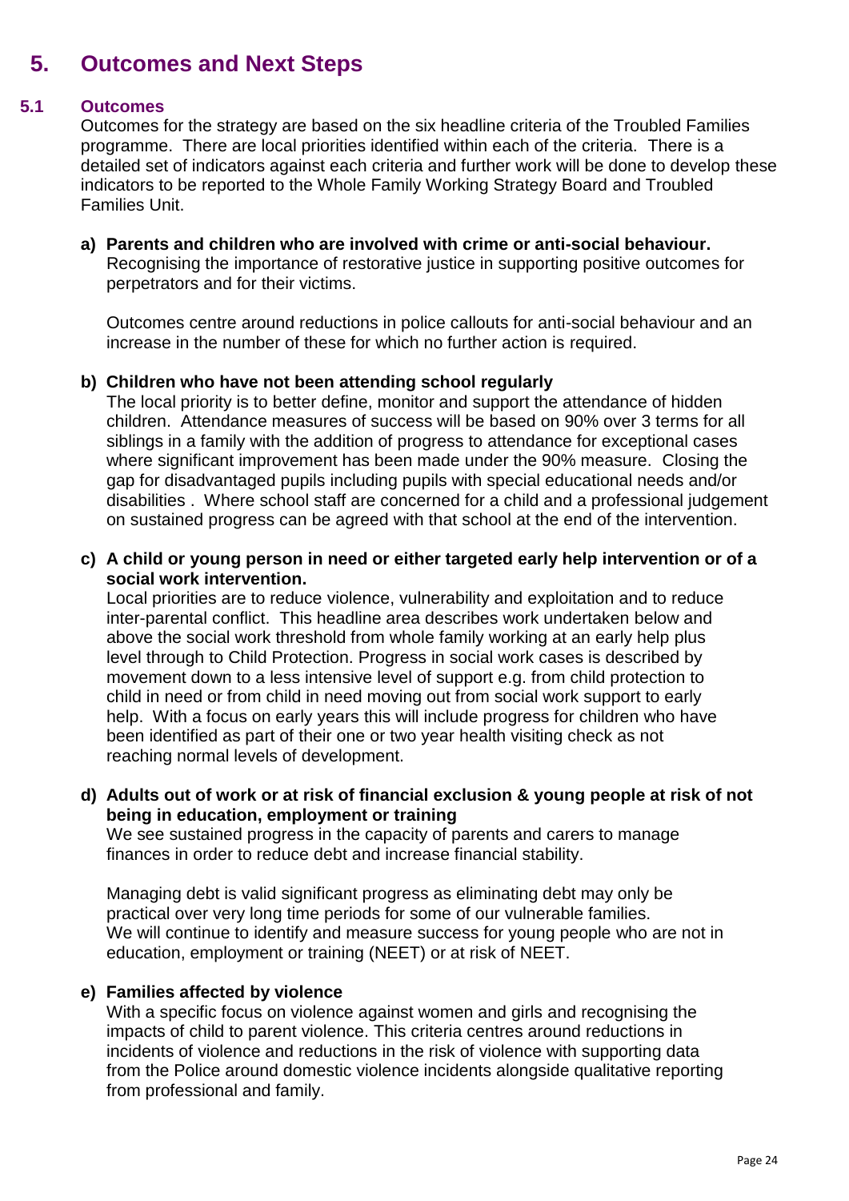# 5. Outcomes and Next Steps

## 5.1 Outcomes

Outcomes for the strategy are based on the six headline criteria of the Troubled Families programme. There are local priorities identified within each of the criteria. There is a detailed set of indicators against each criteria and further work will be done to develop these indicators to be reported to the Whole Family Working Strategy Board and Troubled Families Unit.

**a) Parents and children who are involved with crime or anti-social behaviour.**

Recognising the importance of restorative justice in supporting positive outcomes for perpetrators and for their victims.

Outcomes centre around reductions in police callouts for anti-social behaviour and an increase in the number of these for which no further action is required.

**b) Children who have not been attending school regularly**

The local priority is to better define, monitor and support the attendance of hidden children. Attendance measures of success will be based on 90% over 3 terms for all siblings in a family with the addition of progress to attendance for exceptional cases where significant improvement has been made under the 90% measure. Closing the gap for disadvantaged pupils including pupils with special educational needs and/or disabilities . Where school staff are concerned for a child and a professional judgement on sustained progress can be agreed with that school at the end of the intervention.

**c) A child or young person in need or either targeted early help intervention or of a social work intervention.**

Local priorities are to reduce violence, vulnerability and exploitation and to reduce inter-parental conflict. This headline area describes work undertaken below and above the social work threshold from whole family working at an early help plus level through to Child Protection. Progress in social work cases is described by movement down to a less intensive level of support e.g. from child protection to child in need or from child in need moving out from social work support to early help. With a focus on early years this will include progress for children who have been identified as part of their one or two year health visiting check as not reaching normal levels of development.

**d) Adults out of work or at risk of financial exclusion & young people at risk of not being in education, employment or training**

We see sustained progress in the capacity of parents and carers to manage finances in order to reduce debt and increase financial stability.

Managing debt is valid significant progress as eliminating debt may only be practical over very long time periods for some of our vulnerable families. We will continue to identify and measure success for young people who are not in education, employment or training (NEET) or at risk of NEET.

**e) Families affected by violence**

With a specific focus on violence against women and girls and recognising the impacts of child to parent violence. This criteria centres around reductions in incidents of violence and reductions in the risk of violence with supporting data from the Police around domestic violence incidents alongside qualitative reporting from professional and family.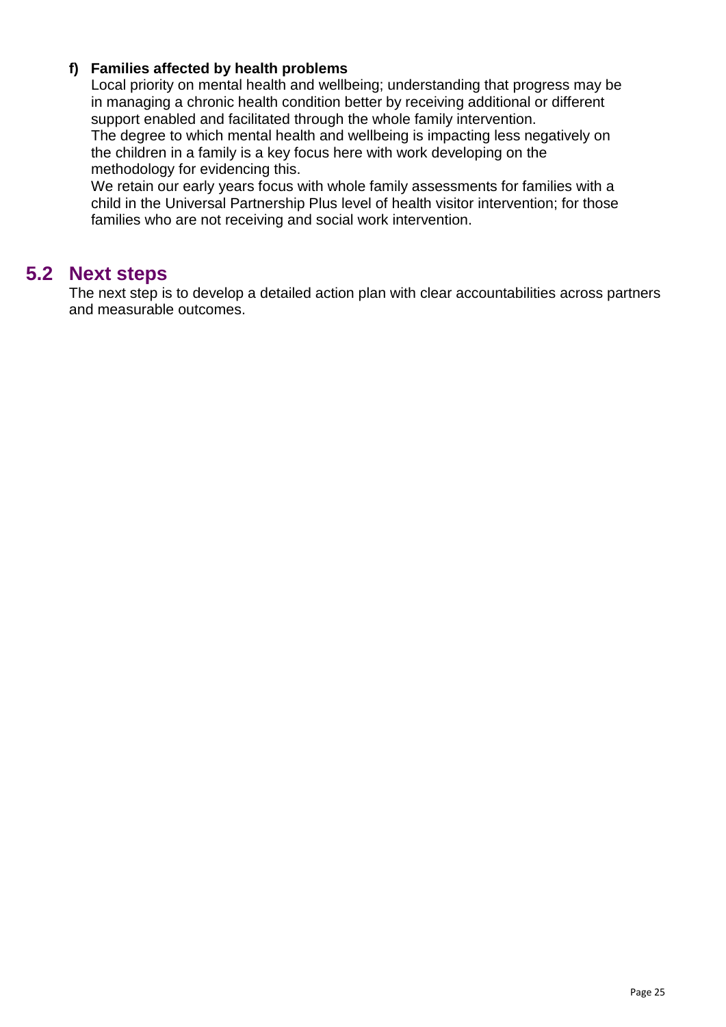#### f) Families affected by health problems

Local priority on mental health and wellbeing; understanding that progress may be in managing a chronic health condition better by receiving additional or different support enabled and facilitated through the whole family intervention.
The degree to which mental health and wellbeing is impacting less negatively on the children in a family is a key focus here with work developing on the methodology for evidencing this.
We retain our early years focus with whole family assessments for families with a child in the Universal Partnership Plus level of health visitor intervention; for those families who are not receiving and social work intervention.

## 5.2 Next steps

The next step is to develop a detailed action plan with clear accountabilities across partners and measurable outcomes.